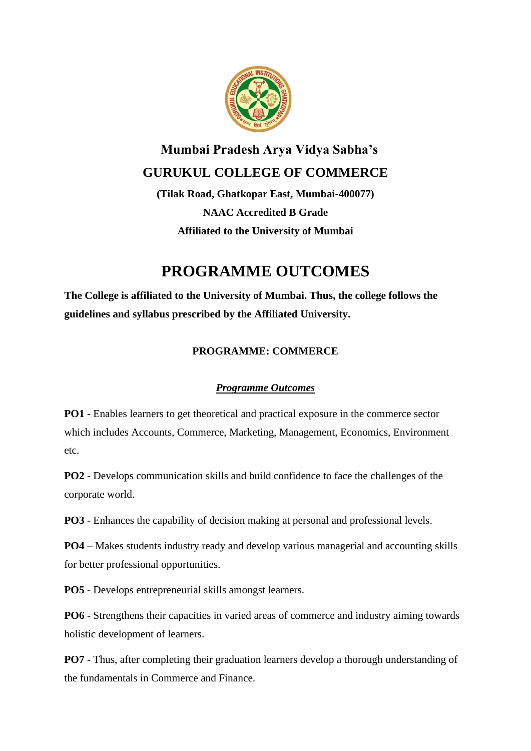**Mumbai Pradesh Arya Vidya Sabha's**

**GURUKUL COLLEGE OF COMMERCE**

**(Tilak Road, Ghatkopar East, Mumbai-400077)**

**NAAC Accredited B Grade**

**Affiliated to the University of Mumbai**

# PROGRAMME OUTCOMES

**The College is affiliated to the University of Mumbai. Thus, the college follows the guidelines and syllabus prescribed by the Affiliated University.**

## PROGRAMME: COMMERCE

***Programme Outcomes***

**PO1** - Enables learners to get theoretical and practical exposure in the commerce sector which includes Accounts, Commerce, Marketing, Management, Economics, Environment etc.

**PO2** - Develops communication skills and build confidence to face the challenges of the corporate world.

**PO3** - Enhances the capability of decision making at personal and professional levels.

**PO4** – Makes students industry ready and develop various managerial and accounting skills for better professional opportunities.

**PO5** - Develops entrepreneurial skills amongst learners.

**PO6** - Strengthens their capacities in varied areas of commerce and industry aiming towards holistic development of learners.

**PO7** - Thus, after completing their graduation learners develop a thorough understanding of the fundamentals in Commerce and Finance.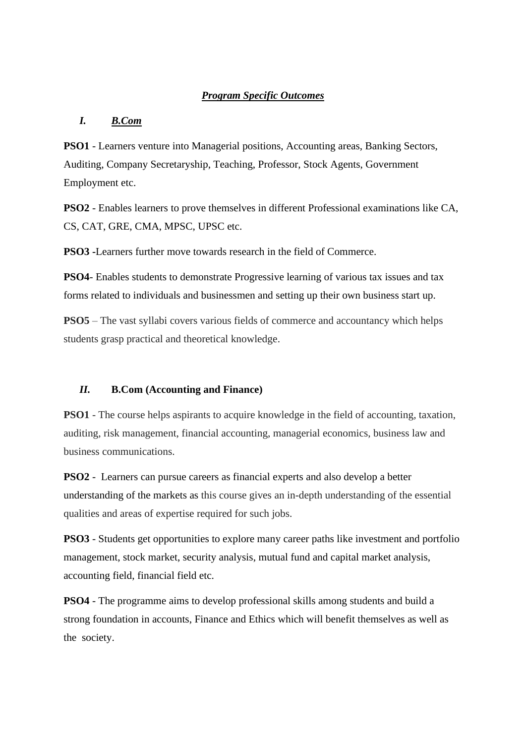## ***Program Specific Outcomes***

### *I.* ***B.Com***

**PSO1** - Learners venture into Managerial positions, Accounting areas, Banking Sectors, Auditing, Company Secretaryship, Teaching, Professor, Stock Agents, Government Employment etc.

**PSO2** - Enables learners to prove themselves in different Professional examinations like CA, CS, CAT, GRE, CMA, MPSC, UPSC etc.

**PSO3** -Learners further move towards research in the field of Commerce.

**PSO4**- Enables students to demonstrate Progressive learning of various tax issues and tax forms related to individuals and businessmen and setting up their own business start up.

**PSO5** – The vast syllabi covers various fields of commerce and accountancy which helps students grasp practical and theoretical knowledge.

### *II.* **B.Com (Accounting and Finance)**

**PSO1** - The course helps aspirants to acquire knowledge in the field of accounting, taxation, auditing, risk management, financial accounting, managerial economics, business law and business communications.

**PSO2** - Learners can pursue careers as financial experts and also develop a better understanding of the markets as this course gives an in-depth understanding of the essential qualities and areas of expertise required for such jobs.

**PSO3** - Students get opportunities to explore many career paths like investment and portfolio management, stock market, security analysis, mutual fund and capital market analysis, accounting field, financial field etc.

**PSO4** - The programme aims to develop professional skills among students and build a strong foundation in accounts, Finance and Ethics which will benefit themselves as well as the society.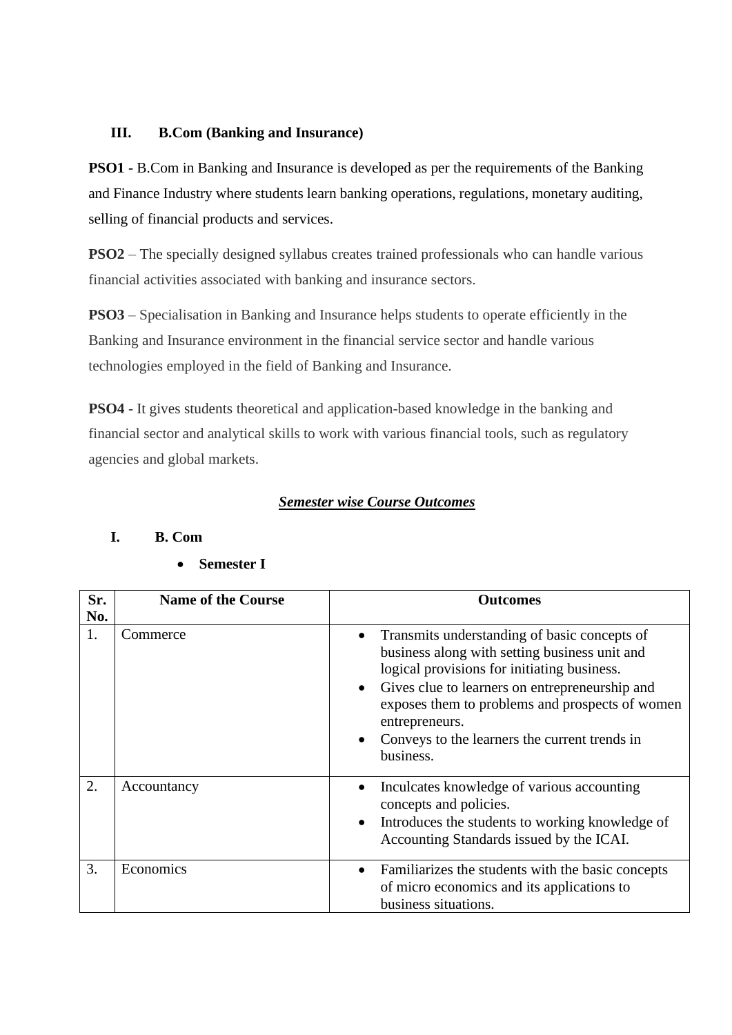### III. B.Com (Banking and Insurance)

**PSO1** - B.Com in Banking and Insurance is developed as per the requirements of the Banking and Finance Industry where students learn banking operations, regulations, monetary auditing, selling of financial products and services.

**PSO2** – The specially designed syllabus creates trained professionals who can handle various financial activities associated with banking and insurance sectors.

**PSO3** – Specialisation in Banking and Insurance helps students to operate efficiently in the Banking and Insurance environment in the financial service sector and handle various technologies employed in the field of Banking and Insurance.

**PSO4** - It gives students theoretical and application-based knowledge in the banking and financial sector and analytical skills to work with various financial tools, such as regulatory agencies and global markets.

## ***Semester wise Course Outcomes***

### I. B. Com

- **Semester I**

| Sr. No. | Name of the Course | Outcomes |
| --- | --- | --- |
| 1. | Commerce | • Transmits understanding of basic concepts of business along with setting business unit and logical provisions for initiating business.<br>• Gives clue to learners on entrepreneurship and exposes them to problems and prospects of women entrepreneurs.<br>• Conveys to the learners the current trends in business. |
| 2. | Accountancy | • Inculcates knowledge of various accounting concepts and policies.<br>• Introduces the students to working knowledge of Accounting Standards issued by the ICAI. |
| 3. | Economics | • Familiarizes the students with the basic concepts of micro economics and its applications to business situations. |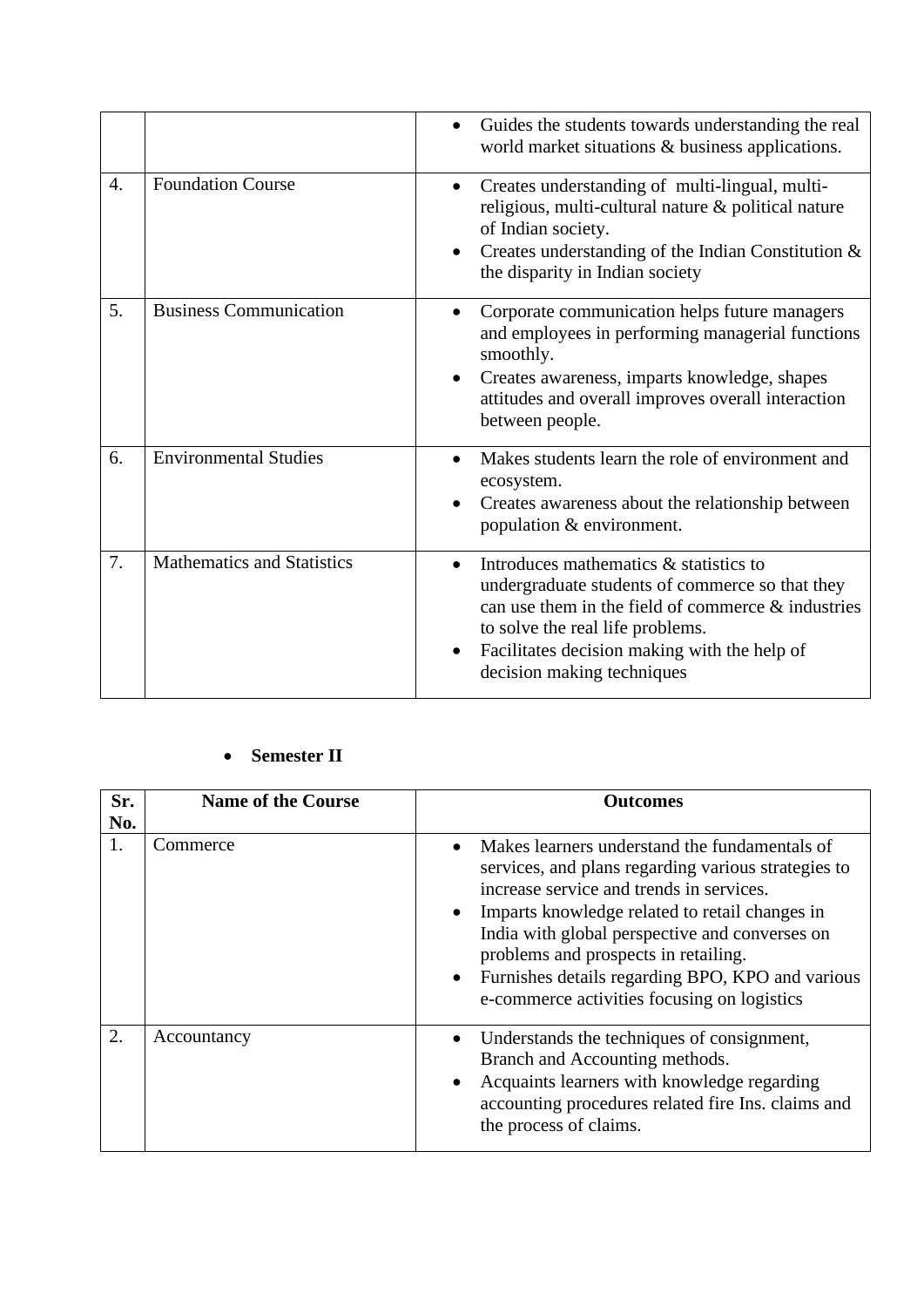| | | • Guides the students towards understanding the real world market situations & business applications. |
|---|---|---|
| 4. | Foundation Course | • Creates understanding of multi-lingual, multi-religious, multi-cultural nature & political nature of Indian society.<br>• Creates understanding of the Indian Constitution & the disparity in Indian society |
| 5. | Business Communication | • Corporate communication helps future managers and employees in performing managerial functions smoothly.<br>• Creates awareness, imparts knowledge, shapes attitudes and overall improves overall interaction between people. |
| 6. | Environmental Studies | • Makes students learn the role of environment and ecosystem.<br>• Creates awareness about the relationship between population & environment. |
| 7. | Mathematics and Statistics | • Introduces mathematics & statistics to undergraduate students of commerce so that they can use them in the field of commerce & industries to solve the real life problems.<br>• Facilitates decision making with the help of decision making techniques |

- **Semester II**

| Sr. No. | Name of the Course | Outcomes |
|---|---|---|
| 1. | Commerce | • Makes learners understand the fundamentals of services, and plans regarding various strategies to increase service and trends in services.<br>• Imparts knowledge related to retail changes in India with global perspective and converses on problems and prospects in retailing.<br>• Furnishes details regarding BPO, KPO and various e-commerce activities focusing on logistics |
| 2. | Accountancy | • Understands the techniques of consignment, Branch and Accounting methods.<br>• Acquaints learners with knowledge regarding accounting procedures related fire Ins. claims and the process of claims. |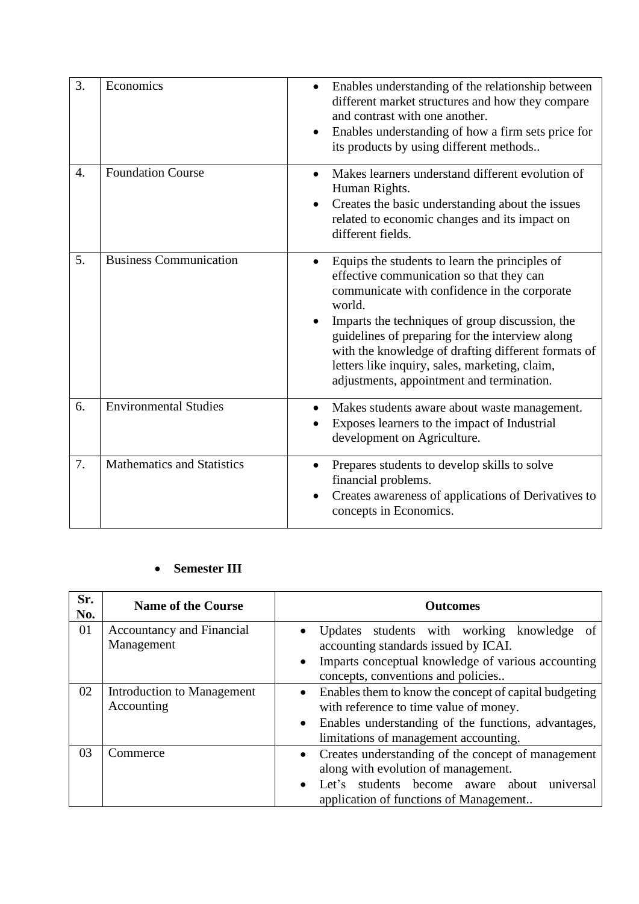| | | |
|---|---|---|
| 3. | Economics | • Enables understanding of the relationship between different market structures and how they compare and contrast with one another.<br>• Enables understanding of how a firm sets price for its products by using different methods.. |
| 4. | Foundation Course | • Makes learners understand different evolution of Human Rights.<br>• Creates the basic understanding about the issues related to economic changes and its impact on different fields. |
| 5. | Business Communication | • Equips the students to learn the principles of effective communication so that they can communicate with confidence in the corporate world.<br>• Imparts the techniques of group discussion, the guidelines of preparing for the interview along with the knowledge of drafting different formats of letters like inquiry, sales, marketing, claim, adjustments, appointment and termination. |
| 6. | Environmental Studies | • Makes students aware about waste management.<br>• Exposes learners to the impact of Industrial development on Agriculture. |
| 7. | Mathematics and Statistics | • Prepares students to develop skills to solve financial problems.<br>• Creates awareness of applications of Derivatives to concepts in Economics. |

- **Semester III**

| Sr. No. | Name of the Course | Outcomes |
|---|---|---|
| 01 | Accountancy and Financial Management | • Updates students with working knowledge of accounting standards issued by ICAI.<br>• Imparts conceptual knowledge of various accounting concepts, conventions and policies.. |
| 02 | Introduction to Management Accounting | • Enables them to know the concept of capital budgeting with reference to time value of money.<br>• Enables understanding of the functions, advantages, limitations of management accounting. |
| 03 | Commerce | • Creates understanding of the concept of management along with evolution of management.<br>• Let's students become aware about universal application of functions of Management.. |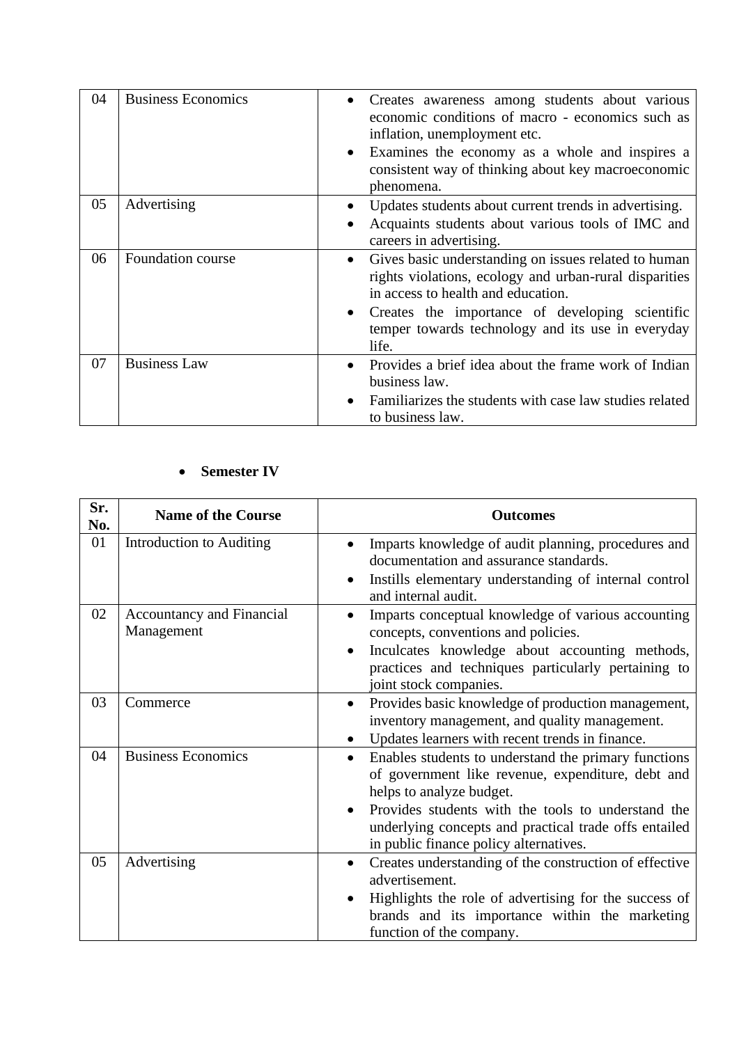| 04 | Business Economics | • Creates awareness among students about various economic conditions of macro - economics such as inflation, unemployment etc.<br>• Examines the economy as a whole and inspires a consistent way of thinking about key macroeconomic phenomena. |
|---|---|---|
| 05 | Advertising | • Updates students about current trends in advertising.<br>• Acquaints students about various tools of IMC and careers in advertising. |
| 06 | Foundation course | • Gives basic understanding on issues related to human rights violations, ecology and urban-rural disparities in access to health and education.<br>• Creates the importance of developing scientific temper towards technology and its use in everyday life. |
| 07 | Business Law | • Provides a brief idea about the frame work of Indian business law.<br>• Familiarizes the students with case law studies related to business law. |

- **Semester IV**

| Sr. No. | Name of the Course | Outcomes |
|---|---|---|
| 01 | Introduction to Auditing | • Imparts knowledge of audit planning, procedures and documentation and assurance standards.<br>• Instills elementary understanding of internal control and internal audit. |
| 02 | Accountancy and Financial Management | • Imparts conceptual knowledge of various accounting concepts, conventions and policies.<br>• Inculcates knowledge about accounting methods, practices and techniques particularly pertaining to joint stock companies. |
| 03 | Commerce | • Provides basic knowledge of production management, inventory management, and quality management.<br>• Updates learners with recent trends in finance. |
| 04 | Business Economics | • Enables students to understand the primary functions of government like revenue, expenditure, debt and helps to analyze budget.<br>• Provides students with the tools to understand the underlying concepts and practical trade offs entailed in public finance policy alternatives. |
| 05 | Advertising | • Creates understanding of the construction of effective advertisement.<br>• Highlights the role of advertising for the success of brands and its importance within the marketing function of the company. |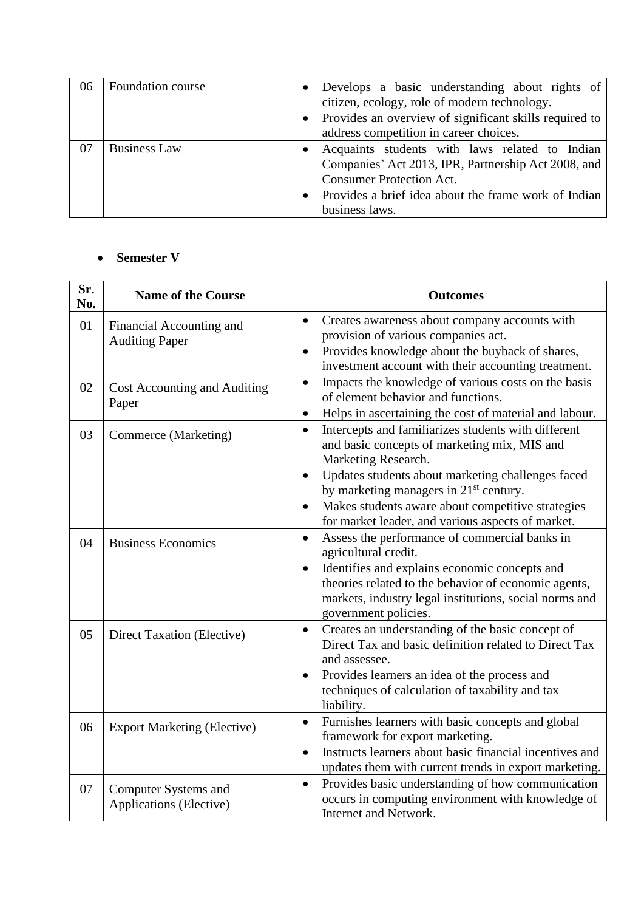| | | |
|---|---|---|
| 06 | Foundation course | • Develops a basic understanding about rights of citizen, ecology, role of modern technology.<br>• Provides an overview of significant skills required to address competition in career choices. |
| 07 | Business Law | • Acquaints students with laws related to Indian Companies' Act 2013, IPR, Partnership Act 2008, and Consumer Protection Act.<br>• Provides a brief idea about the frame work of Indian business laws. |

- **Semester V**

| Sr. No. | Name of the Course | Outcomes |
|---|---|---|
| 01 | Financial Accounting and Auditing Paper | • Creates awareness about company accounts with provision of various companies act.<br>• Provides knowledge about the buyback of shares, investment account with their accounting treatment. |
| 02 | Cost Accounting and Auditing Paper | • Impacts the knowledge of various costs on the basis of element behavior and functions.<br>• Helps in ascertaining the cost of material and labour. |
| 03 | Commerce (Marketing) | • Intercepts and familiarizes students with different and basic concepts of marketing mix, MIS and Marketing Research.<br>• Updates students about marketing challenges faced by marketing managers in 21st century.<br>• Makes students aware about competitive strategies for market leader, and various aspects of market. |
| 04 | Business Economics | • Assess the performance of commercial banks in agricultural credit.<br>• Identifies and explains economic concepts and theories related to the behavior of economic agents, markets, industry legal institutions, social norms and government policies. |
| 05 | Direct Taxation (Elective) | • Creates an understanding of the basic concept of Direct Tax and basic definition related to Direct Tax and assessee.<br>• Provides learners an idea of the process and techniques of calculation of taxability and tax liability. |
| 06 | Export Marketing (Elective) | • Furnishes learners with basic concepts and global framework for export marketing.<br>• Instructs learners about basic financial incentives and updates them with current trends in export marketing. |
| 07 | Computer Systems and Applications (Elective) | • Provides basic understanding of how communication occurs in computing environment with knowledge of Internet and Network. |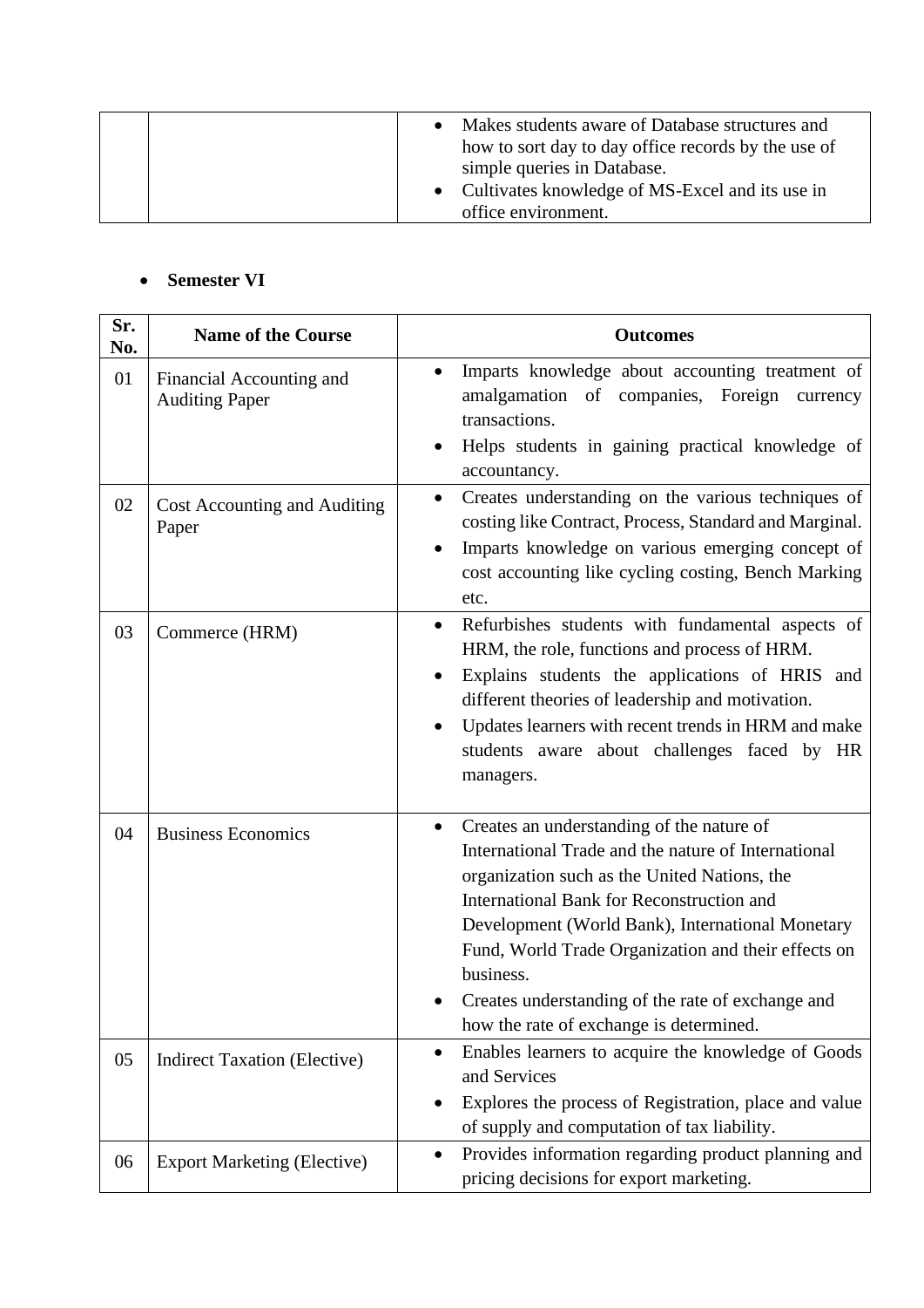| | | |
|---|---|---|
| | | • Makes students aware of Database structures and how to sort day to day office records by the use of simple queries in Database.<br>• Cultivates knowledge of MS-Excel and its use in office environment. |

- **Semester VI**

| Sr. No. | Name of the Course | Outcomes |
|---|---|---|
| 01 | Financial Accounting and Auditing Paper | • Imparts knowledge about accounting treatment of amalgamation of companies, Foreign currency transactions.<br>• Helps students in gaining practical knowledge of accountancy. |
| 02 | Cost Accounting and Auditing Paper | • Creates understanding on the various techniques of costing like Contract, Process, Standard and Marginal.<br>• Imparts knowledge on various emerging concept of cost accounting like cycling costing, Bench Marking etc. |
| 03 | Commerce (HRM) | • Refurbishes students with fundamental aspects of HRM, the role, functions and process of HRM.<br>• Explains students the applications of HRIS and different theories of leadership and motivation.<br>• Updates learners with recent trends in HRM and make students aware about challenges faced by HR managers. |
| 04 | Business Economics | • Creates an understanding of the nature of International Trade and the nature of International organization such as the United Nations, the International Bank for Reconstruction and Development (World Bank), International Monetary Fund, World Trade Organization and their effects on business.<br>• Creates understanding of the rate of exchange and how the rate of exchange is determined. |
| 05 | Indirect Taxation (Elective) | • Enables learners to acquire the knowledge of Goods and Services<br>• Explores the process of Registration, place and value of supply and computation of tax liability. |
| 06 | Export Marketing (Elective) | • Provides information regarding product planning and pricing decisions for export marketing. |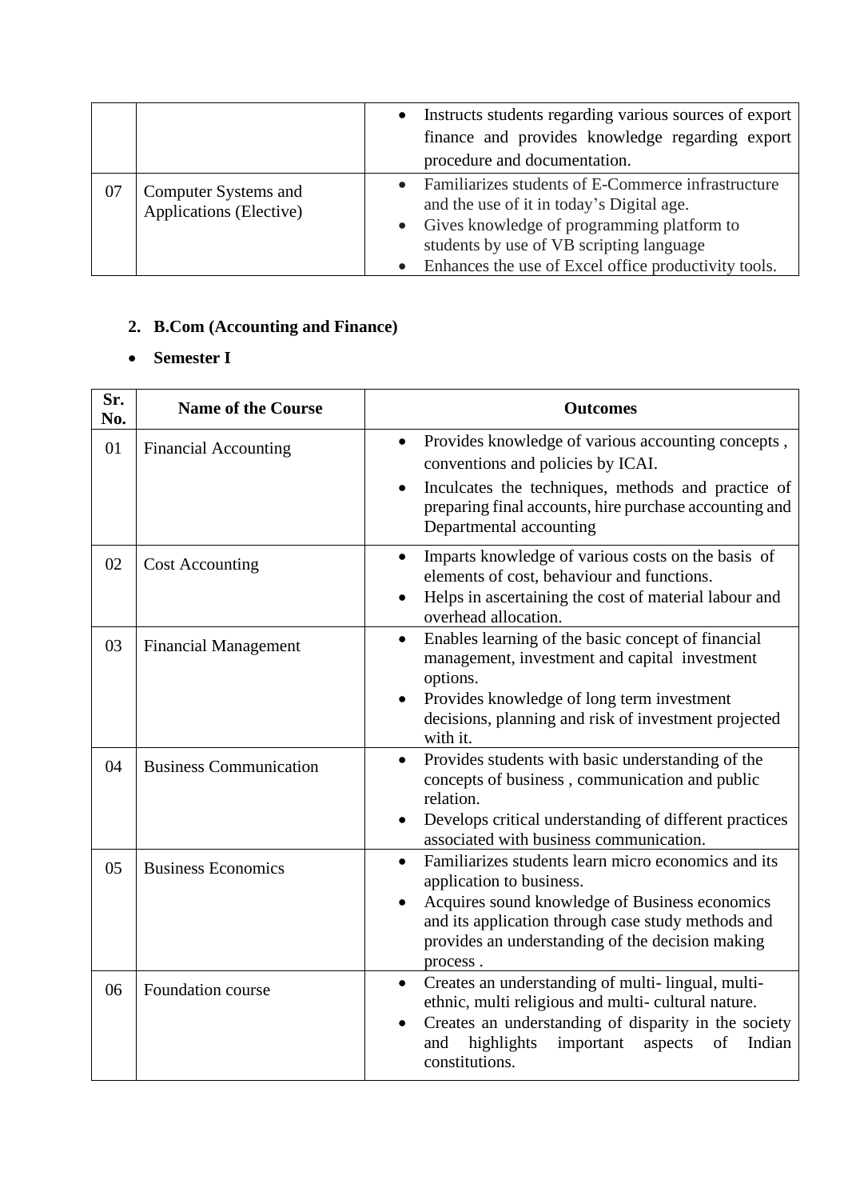| | | • Instructs students regarding various sources of export finance and provides knowledge regarding export procedure and documentation. |
|---|---|---|
| 07 | Computer Systems and Applications (Elective) | • Familiarizes students of E-Commerce infrastructure and the use of it in today's Digital age.<br>• Gives knowledge of programming platform to students by use of VB scripting language<br>• Enhances the use of Excel office productivity tools. |

2. **B.Com (Accounting and Finance)**

- **Semester I**

| Sr. No. | Name of the Course | Outcomes |
|---|---|---|
| 01 | Financial Accounting | • Provides knowledge of various accounting concepts , conventions and policies by ICAI.<br>• Inculcates the techniques, methods and practice of preparing final accounts, hire purchase accounting and Departmental accounting |
| 02 | Cost Accounting | • Imparts knowledge of various costs on the basis of elements of cost, behaviour and functions.<br>• Helps in ascertaining the cost of material labour and overhead allocation. |
| 03 | Financial Management | • Enables learning of the basic concept of financial management, investment and capital investment options.<br>• Provides knowledge of long term investment decisions, planning and risk of investment projected with it. |
| 04 | Business Communication | • Provides students with basic understanding of the concepts of business , communication and public relation.<br>• Develops critical understanding of different practices associated with business communication. |
| 05 | Business Economics | • Familiarizes students learn micro economics and its application to business.<br>• Acquires sound knowledge of Business economics and its application through case study methods and provides an understanding of the decision making process . |
| 06 | Foundation course | • Creates an understanding of multi- lingual, multi-ethnic, multi religious and multi- cultural nature.<br>• Creates an understanding of disparity in the society and highlights important aspects of Indian constitutions. |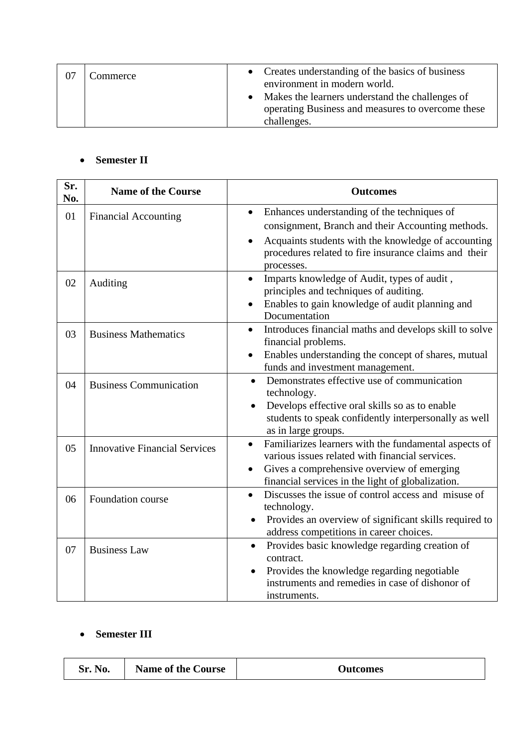| 07 | Commerce | • Creates understanding of the basics of business environment in modern world.<br>• Makes the learners understand the challenges of operating Business and measures to overcome these challenges. |
|---|---|---|

- **Semester II**

| Sr. No. | Name of the Course | Outcomes |
|---|---|---|
| 01 | Financial Accounting | • Enhances understanding of the techniques of consignment, Branch and their Accounting methods.<br>• Acquaints students with the knowledge of accounting procedures related to fire insurance claims and their processes. |
| 02 | Auditing | • Imparts knowledge of Audit, types of audit , principles and techniques of auditing.<br>• Enables to gain knowledge of audit planning and Documentation |
| 03 | Business Mathematics | • Introduces financial maths and develops skill to solve financial problems.<br>• Enables understanding the concept of shares, mutual funds and investment management. |
| 04 | Business Communication | • Demonstrates effective use of communication technology.<br>• Develops effective oral skills so as to enable students to speak confidently interpersonally as well as in large groups. |
| 05 | Innovative Financial Services | • Familiarizes learners with the fundamental aspects of various issues related with financial services.<br>• Gives a comprehensive overview of emerging financial services in the light of globalization. |
| 06 | Foundation course | • Discusses the issue of control access and misuse of technology.<br>• Provides an overview of significant skills required to address competitions in career choices. |
| 07 | Business Law | • Provides basic knowledge regarding creation of contract.<br>• Provides the knowledge regarding negotiable instruments and remedies in case of dishonor of instruments. |

- **Semester III**

| Sr. No. | Name of the Course | Outcomes |
|---|---|---|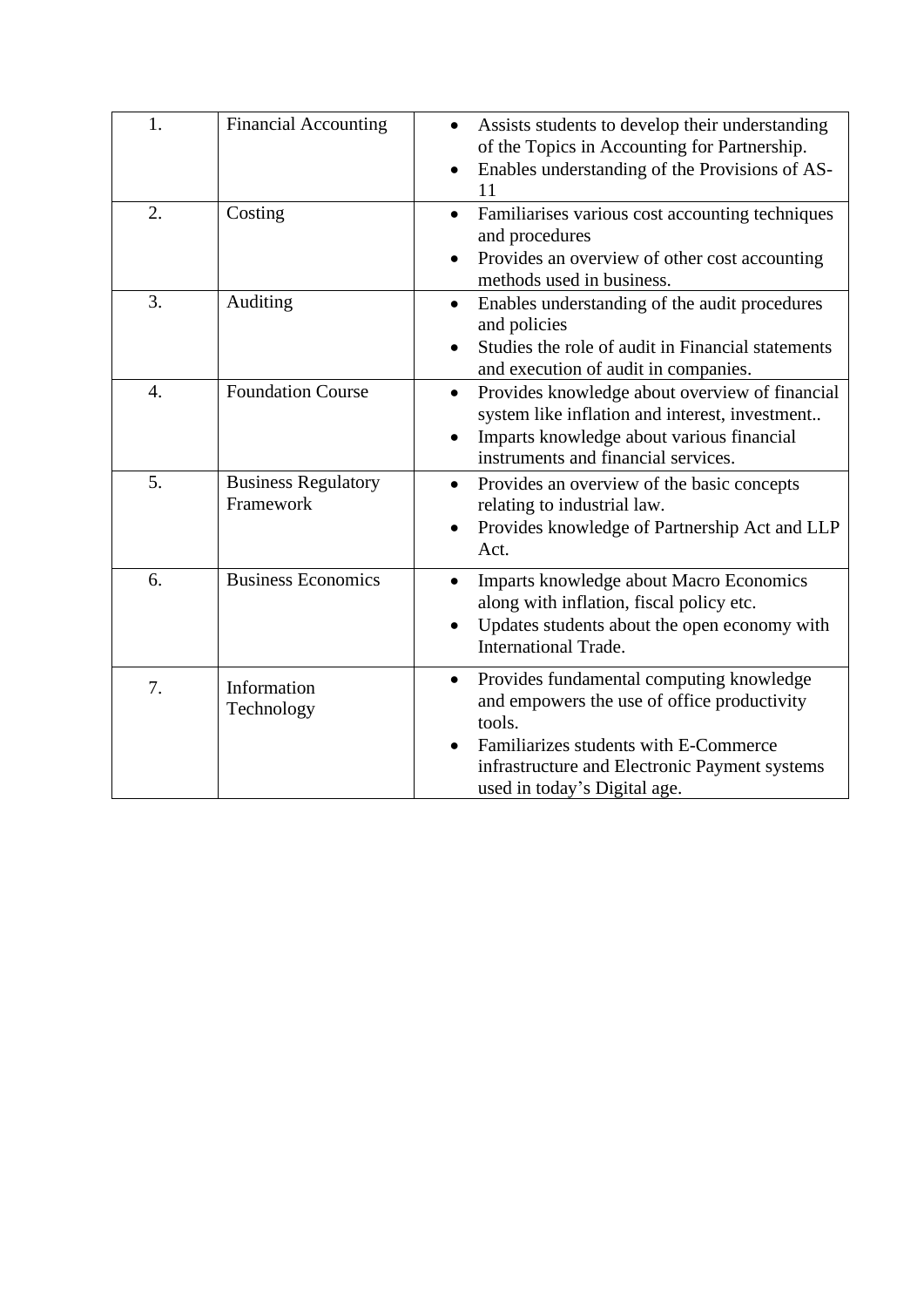| | | |
|---|---|---|
| 1. | Financial Accounting | • Assists students to develop their understanding of the Topics in Accounting for Partnership.<br>• Enables understanding of the Provisions of AS-11 |
| 2. | Costing | • Familiarises various cost accounting techniques and procedures<br>• Provides an overview of other cost accounting methods used in business. |
| 3. | Auditing | • Enables understanding of the audit procedures and policies<br>• Studies the role of audit in Financial statements and execution of audit in companies. |
| 4. | Foundation Course | • Provides knowledge about overview of financial system like inflation and interest, investment..<br>• Imparts knowledge about various financial instruments and financial services. |
| 5. | Business Regulatory Framework | • Provides an overview of the basic concepts relating to industrial law.<br>• Provides knowledge of Partnership Act and LLP Act. |
| 6. | Business Economics | • Imparts knowledge about Macro Economics along with inflation, fiscal policy etc.<br>• Updates students about the open economy with International Trade. |
| 7. | Information Technology | • Provides fundamental computing knowledge and empowers the use of office productivity tools.<br>• Familiarizes students with E-Commerce infrastructure and Electronic Payment systems used in today's Digital age. |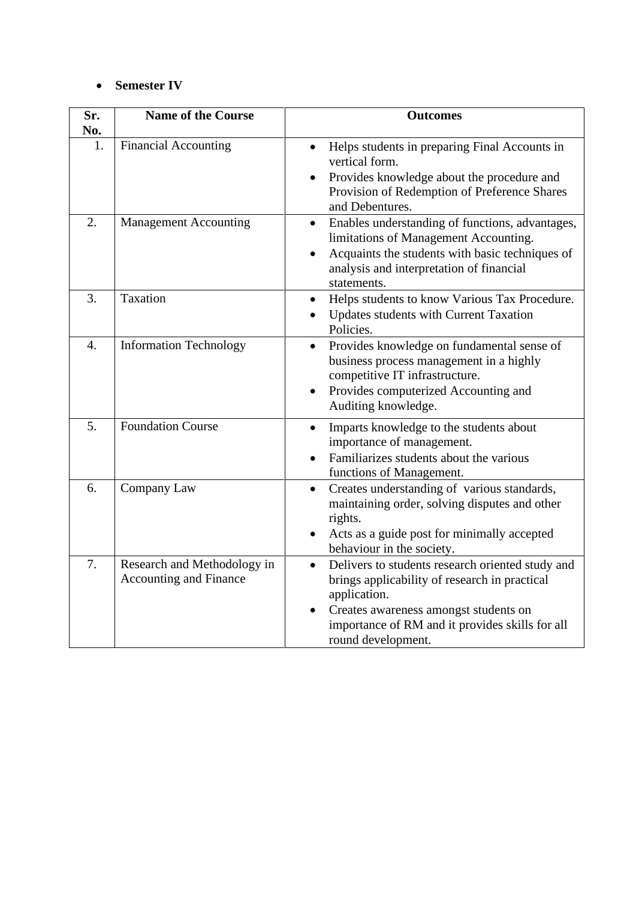- **Semester IV**

| Sr. No. | Name of the Course | Outcomes |
|---|---|---|
| 1. | Financial Accounting | • Helps students in preparing Final Accounts in vertical form.<br>• Provides knowledge about the procedure and Provision of Redemption of Preference Shares and Debentures. |
| 2. | Management Accounting | • Enables understanding of functions, advantages, limitations of Management Accounting.<br>• Acquaints the students with basic techniques of analysis and interpretation of financial statements. |
| 3. | Taxation | • Helps students to know Various Tax Procedure.<br>• Updates students with Current Taxation Policies. |
| 4. | Information Technology | • Provides knowledge on fundamental sense of business process management in a highly competitive IT infrastructure.<br>• Provides computerized Accounting and Auditing knowledge. |
| 5. | Foundation Course | • Imparts knowledge to the students about importance of management.<br>• Familiarizes students about the various functions of Management. |
| 6. | Company Law | • Creates understanding of various standards, maintaining order, solving disputes and other rights.<br>• Acts as a guide post for minimally accepted behaviour in the society. |
| 7. | Research and Methodology in Accounting and Finance | • Delivers to students research oriented study and brings applicability of research in practical application.<br>• Creates awareness amongst students on importance of RM and it provides skills for all round development. |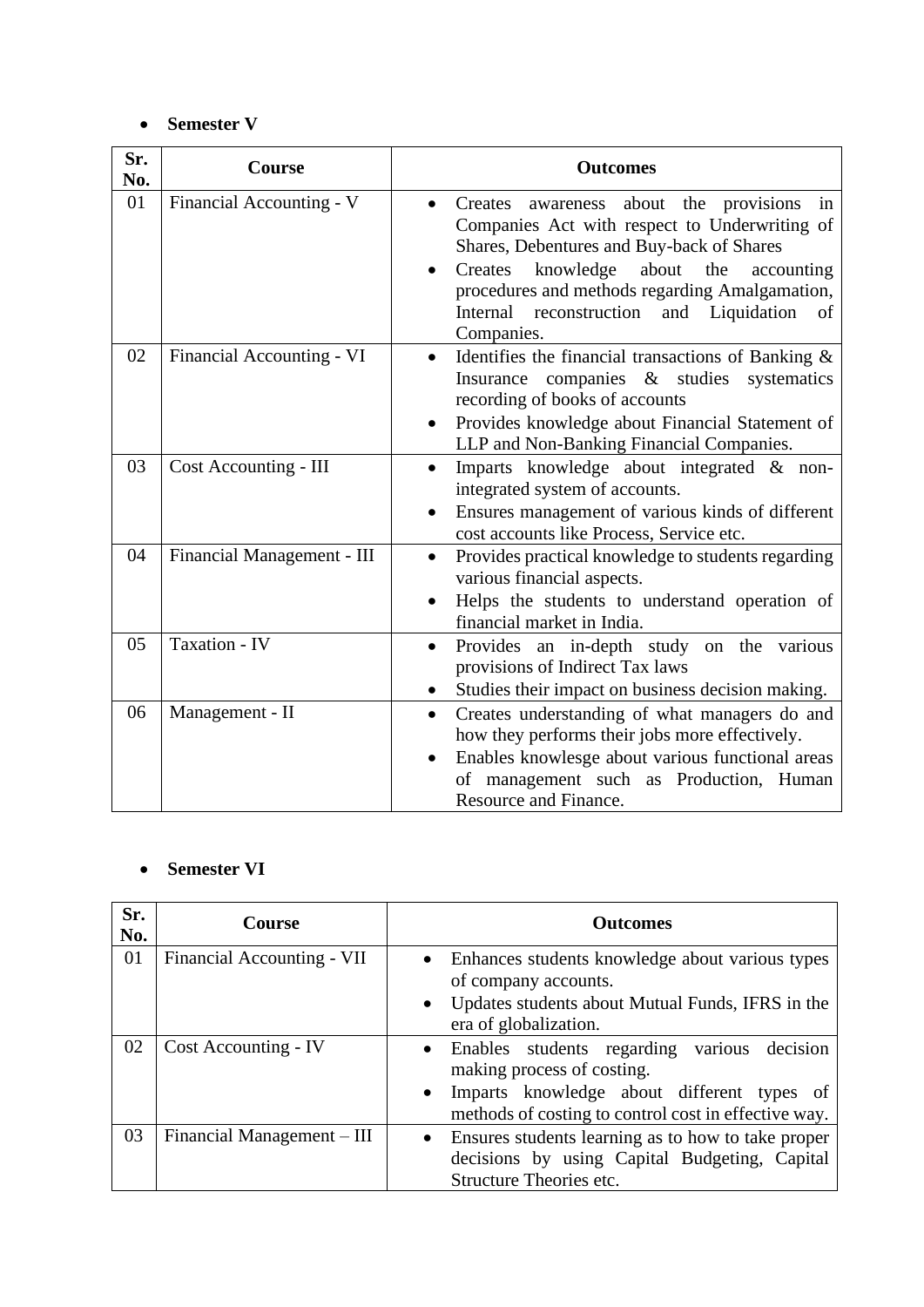- **Semester V**

| Sr. No. | Course | Outcomes |
|---|---|---|
| 01 | Financial Accounting - V | • Creates awareness about the provisions in Companies Act with respect to Underwriting of Shares, Debentures and Buy-back of Shares<br>• Creates knowledge about the accounting procedures and methods regarding Amalgamation, Internal reconstruction and Liquidation of Companies. |
| 02 | Financial Accounting - VI | • Identifies the financial transactions of Banking & Insurance companies & studies systematics recording of books of accounts<br>• Provides knowledge about Financial Statement of LLP and Non-Banking Financial Companies. |
| 03 | Cost Accounting - III | • Imparts knowledge about integrated & non-integrated system of accounts.<br>• Ensures management of various kinds of different cost accounts like Process, Service etc. |
| 04 | Financial Management - III | • Provides practical knowledge to students regarding various financial aspects.<br>• Helps the students to understand operation of financial market in India. |
| 05 | Taxation - IV | • Provides an in-depth study on the various provisions of Indirect Tax laws<br>• Studies their impact on business decision making. |
| 06 | Management - II | • Creates understanding of what managers do and how they performs their jobs more effectively.<br>• Enables knowlesge about various functional areas of management such as Production, Human Resource and Finance. |

- **Semester VI**

| Sr. No. | Course | Outcomes |
|---|---|---|
| 01 | Financial Accounting - VII | • Enhances students knowledge about various types of company accounts.<br>• Updates students about Mutual Funds, IFRS in the era of globalization. |
| 02 | Cost Accounting - IV | • Enables students regarding various decision making process of costing.<br>• Imparts knowledge about different types of methods of costing to control cost in effective way. |
| 03 | Financial Management – III | • Ensures students learning as to how to take proper decisions by using Capital Budgeting, Capital Structure Theories etc. |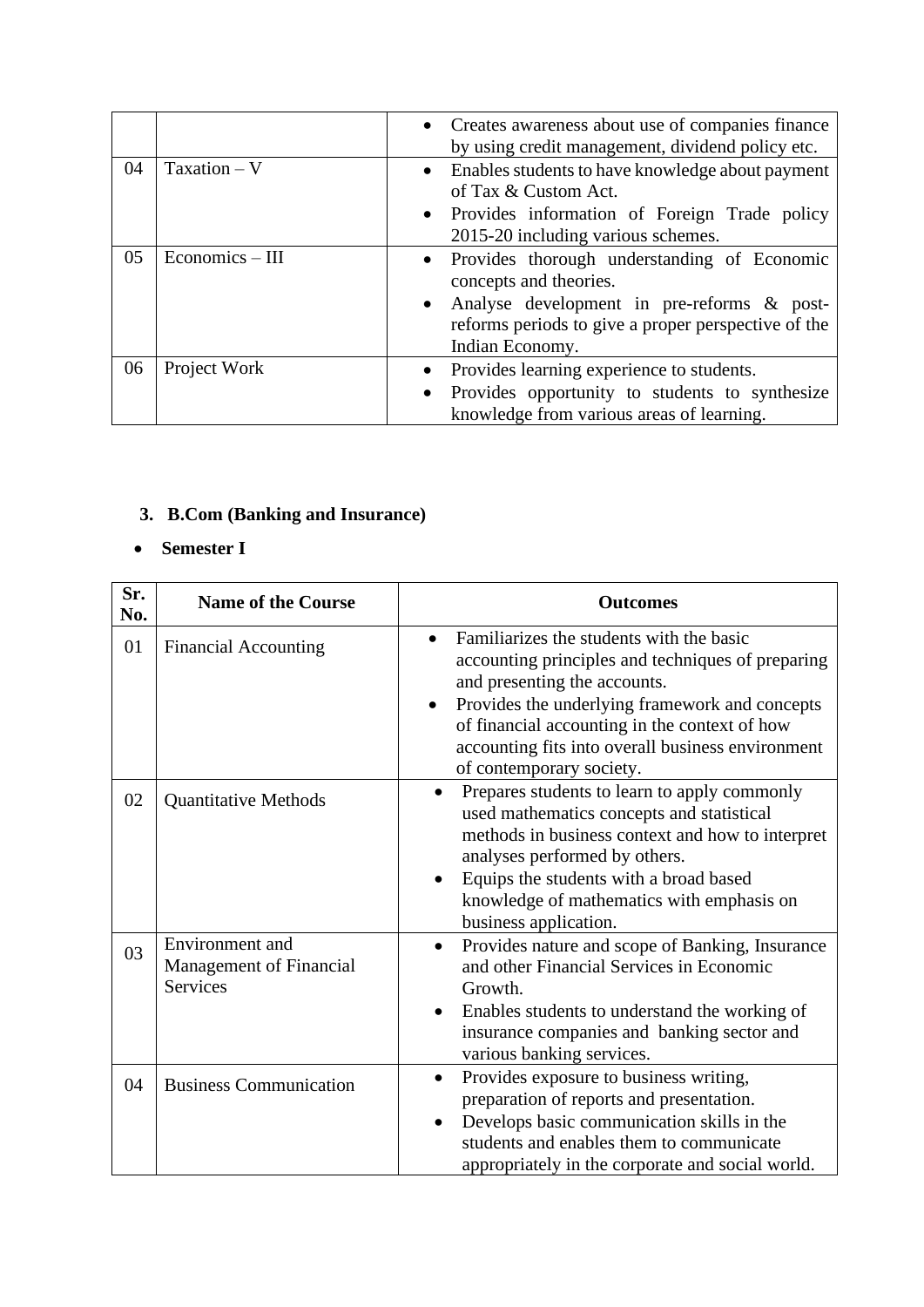| | | • Creates awareness about use of companies finance by using credit management, dividend policy etc. |
|---|---|---|
| 04 | Taxation – V | • Enables students to have knowledge about payment of Tax & Custom Act.<br>• Provides information of Foreign Trade policy 2015-20 including various schemes. |
| 05 | Economics – III | • Provides thorough understanding of Economic concepts and theories.<br>• Analyse development in pre-reforms & post-reforms periods to give a proper perspective of the Indian Economy. |
| 06 | Project Work | • Provides learning experience to students.<br>• Provides opportunity to students to synthesize knowledge from various areas of learning. |

3. **B.Com (Banking and Insurance)**

- **Semester I**

| Sr. No. | Name of the Course | Outcomes |
|---|---|---|
| 01 | Financial Accounting | • Familiarizes the students with the basic accounting principles and techniques of preparing and presenting the accounts.<br>• Provides the underlying framework and concepts of financial accounting in the context of how accounting fits into overall business environment of contemporary society. |
| 02 | Quantitative Methods | • Prepares students to learn to apply commonly used mathematics concepts and statistical methods in business context and how to interpret analyses performed by others.<br>• Equips the students with a broad based knowledge of mathematics with emphasis on business application. |
| 03 | Environment and Management of Financial Services | • Provides nature and scope of Banking, Insurance and other Financial Services in Economic Growth.<br>• Enables students to understand the working of insurance companies and banking sector and various banking services. |
| 04 | Business Communication | • Provides exposure to business writing, preparation of reports and presentation.<br>• Develops basic communication skills in the students and enables them to communicate appropriately in the corporate and social world. |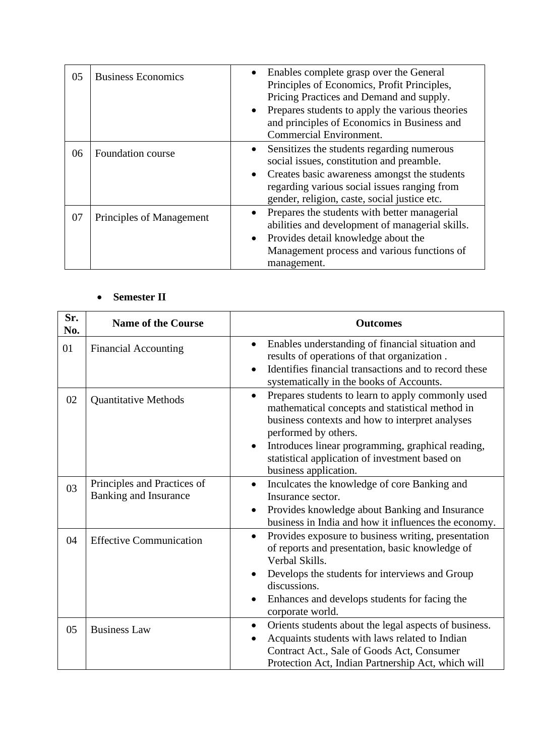| | | |
|---|---|---|
| 05 | Business Economics | • Enables complete grasp over the General Principles of Economics, Profit Principles, Pricing Practices and Demand and supply.<br>• Prepares students to apply the various theories and principles of Economics in Business and Commercial Environment. |
| 06 | Foundation course | • Sensitizes the students regarding numerous social issues, constitution and preamble.<br>• Creates basic awareness amongst the students regarding various social issues ranging from gender, religion, caste, social justice etc. |
| 07 | Principles of Management | • Prepares the students with better managerial abilities and development of managerial skills.<br>• Provides detail knowledge about the Management process and various functions of management. |

- **Semester II**

| Sr. No. | Name of the Course | Outcomes |
|---|---|---|
| 01 | Financial Accounting | • Enables understanding of financial situation and results of operations of that organization .<br>• Identifies financial transactions and to record these systematically in the books of Accounts. |
| 02 | Quantitative Methods | • Prepares students to learn to apply commonly used mathematical concepts and statistical method in business contexts and how to interpret analyses performed by others.<br>• Introduces linear programming, graphical reading, statistical application of investment based on business application. |
| 03 | Principles and Practices of Banking and Insurance | • Inculcates the knowledge of core Banking and Insurance sector.<br>• Provides knowledge about Banking and Insurance business in India and how it influences the economy. |
| 04 | Effective Communication | • Provides exposure to business writing, presentation of reports and presentation, basic knowledge of Verbal Skills.<br>• Develops the students for interviews and Group discussions.<br>• Enhances and develops students for facing the corporate world. |
| 05 | Business Law | • Orients students about the legal aspects of business.<br>• Acquaints students with laws related to Indian Contract Act., Sale of Goods Act, Consumer Protection Act, Indian Partnership Act, which will |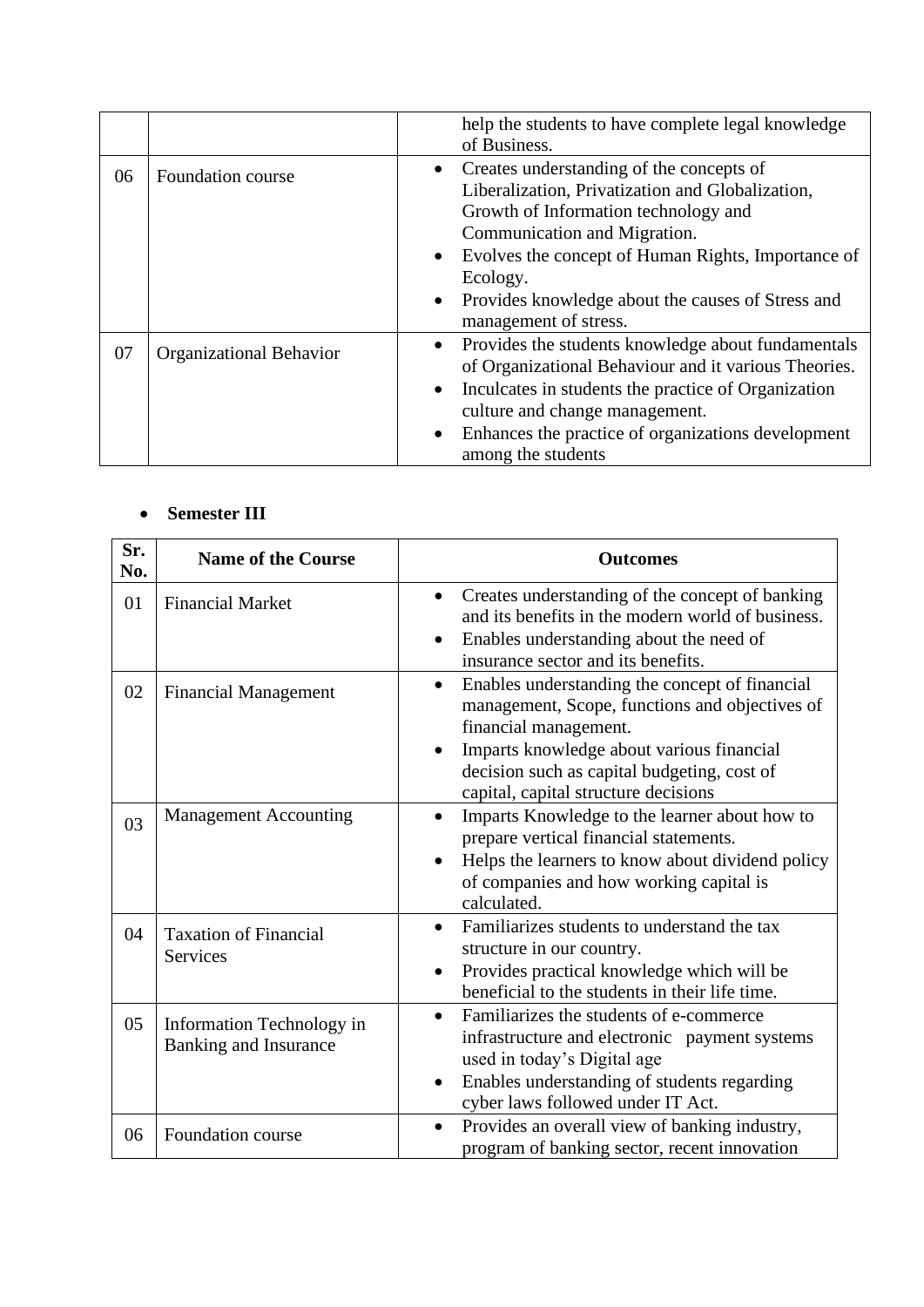|  |  | help the students to have complete legal knowledge of Business. |
|---|---|---|
| 06 | Foundation course | • Creates understanding of the concepts of Liberalization, Privatization and Globalization, Growth of Information technology and Communication and Migration.<br>• Evolves the concept of Human Rights, Importance of Ecology.<br>• Provides knowledge about the causes of Stress and management of stress. |
| 07 | Organizational Behavior | • Provides the students knowledge about fundamentals of Organizational Behaviour and it various Theories.<br>• Inculcates in students the practice of Organization culture and change management.<br>• Enhances the practice of organizations development among the students |

- **Semester III**

| Sr. No. | Name of the Course | Outcomes |
|---|---|---|
| 01 | Financial Market | • Creates understanding of the concept of banking and its benefits in the modern world of business.<br>• Enables understanding about the need of insurance sector and its benefits. |
| 02 | Financial Management | • Enables understanding the concept of financial management, Scope, functions and objectives of financial management.<br>• Imparts knowledge about various financial decision such as capital budgeting, cost of capital, capital structure decisions |
| 03 | Management Accounting | • Imparts Knowledge to the learner about how to prepare vertical financial statements.<br>• Helps the learners to know about dividend policy of companies and how working capital is calculated. |
| 04 | Taxation of Financial Services | • Familiarizes students to understand the tax structure in our country.<br>• Provides practical knowledge which will be beneficial to the students in their life time. |
| 05 | Information Technology in Banking and Insurance | • Familiarizes the students of e-commerce infrastructure and electronic payment systems used in today's Digital age<br>• Enables understanding of students regarding cyber laws followed under IT Act. |
| 06 | Foundation course | • Provides an overall view of banking industry, program of banking sector, recent innovation |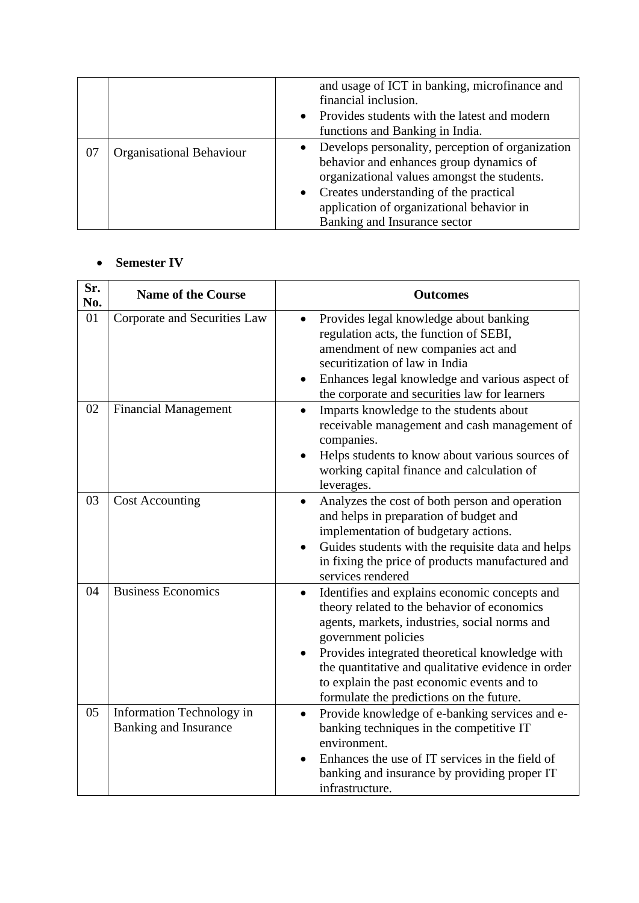| | | |
|---|---|---|
| | | and usage of ICT in banking, microfinance and financial inclusion.<br>• Provides students with the latest and modern functions and Banking in India. |
| 07 | Organisational Behaviour | • Develops personality, perception of organization behavior and enhances group dynamics of organizational values amongst the students.<br>• Creates understanding of the practical application of organizational behavior in Banking and Insurance sector |

- **Semester IV**

| Sr. No. | Name of the Course | Outcomes |
|---|---|---|
| 01 | Corporate and Securities Law | • Provides legal knowledge about banking regulation acts, the function of SEBI, amendment of new companies act and securitization of law in India<br>• Enhances legal knowledge and various aspect of the corporate and securities law for learners |
| 02 | Financial Management | • Imparts knowledge to the students about receivable management and cash management of companies.<br>• Helps students to know about various sources of working capital finance and calculation of leverages. |
| 03 | Cost Accounting | • Analyzes the cost of both person and operation and helps in preparation of budget and implementation of budgetary actions.<br>• Guides students with the requisite data and helps in fixing the price of products manufactured and services rendered |
| 04 | Business Economics | • Identifies and explains economic concepts and theory related to the behavior of economics agents, markets, industries, social norms and government policies<br>• Provides integrated theoretical knowledge with the quantitative and qualitative evidence in order to explain the past economic events and to formulate the predictions on the future. |
| 05 | Information Technology in Banking and Insurance | • Provide knowledge of e-banking services and e-banking techniques in the competitive IT environment.<br>• Enhances the use of IT services in the field of banking and insurance by providing proper IT infrastructure. |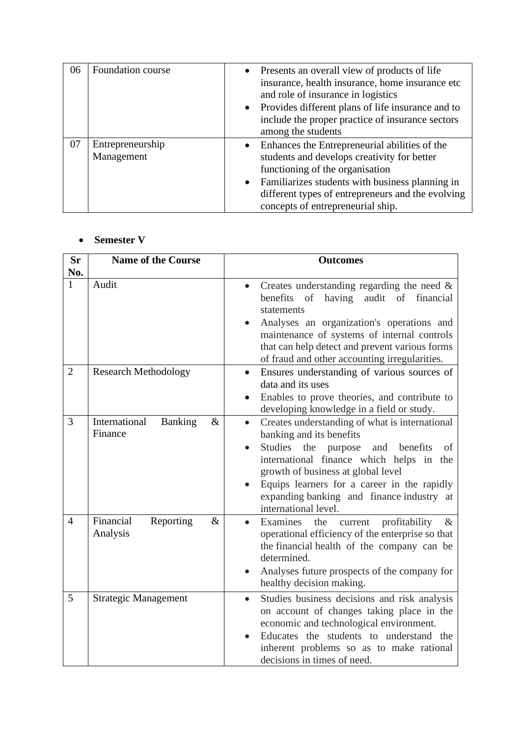| | | |
|---|---|---|
| 06 | Foundation course | • Presents an overall view of products of life insurance, health insurance, home insurance etc and role of insurance in logistics<br>• Provides different plans of life insurance and to include the proper practice of insurance sectors among the students |
| 07 | Entrepreneurship Management | • Enhances the Entrepreneurial abilities of the students and develops creativity for better functioning of the organisation<br>• Familiarizes students with business planning in different types of entrepreneurs and the evolving concepts of entrepreneurial ship. |

- **Semester V**

| Sr No. | Name of the Course | Outcomes |
|---|---|---|
| 1 | Audit | • Creates understanding regarding the need & benefits of having audit of financial statements<br>• Analyses an organization's operations and maintenance of systems of internal controls that can help detect and prevent various forms of fraud and other accounting irregularities. |
| 2 | Research Methodology | • Ensures understanding of various sources of data and its uses<br>• Enables to prove theories, and contribute to developing knowledge in a field or study. |
| 3 | International Banking & Finance | • Creates understanding of what is international banking and its benefits<br>• Studies the purpose and benefits of international finance which helps in the growth of business at global level<br>• Equips learners for a career in the rapidly expanding banking and finance industry at international level. |
| 4 | Financial Reporting & Analysis | • Examines the current profitability & operational efficiency of the enterprise so that the financial health of the company can be determined.<br>• Analyses future prospects of the company for healthy decision making. |
| 5 | Strategic Management | • Studies business decisions and risk analysis on account of changes taking place in the economic and technological environment.<br>• Educates the students to understand the inherent problems so as to make rational decisions in times of need. |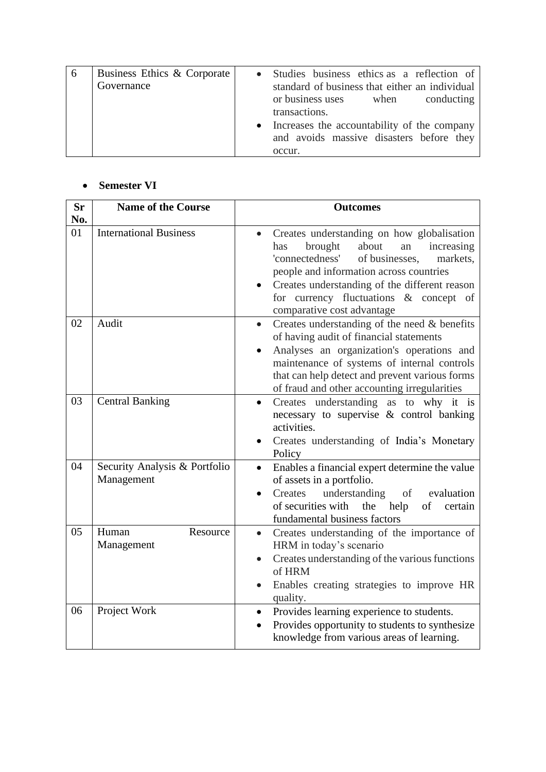| | | |
|---|---|---|
| 6 | Business Ethics & Corporate Governance | • Studies business ethics as a reflection of standard of business that either an individual or business uses when conducting transactions.<br>• Increases the accountability of the company and avoids massive disasters before they occur. |

- **Semester VI**

| Sr No. | Name of the Course | Outcomes |
|---|---|---|
| 01 | International Business | • Creates understanding on how globalisation has brought about an increasing 'connectedness' of businesses, markets, people and information across countries<br>• Creates understanding of the different reason for currency fluctuations & concept of comparative cost advantage |
| 02 | Audit | • Creates understanding of the need & benefits of having audit of financial statements<br>• Analyses an organization's operations and maintenance of systems of internal controls that can help detect and prevent various forms of fraud and other accounting irregularities |
| 03 | Central Banking | • Creates understanding as to why it is necessary to supervise & control banking activities.<br>• Creates understanding of India's Monetary Policy |
| 04 | Security Analysis & Portfolio Management | • Enables a financial expert determine the value of assets in a portfolio.<br>• Creates understanding of evaluation of securities with the help of certain fundamental business factors |
| 05 | Human Resource Management | • Creates understanding of the importance of HRM in today's scenario<br>• Creates understanding of the various functions of HRM<br>• Enables creating strategies to improve HR quality. |
| 06 | Project Work | • Provides learning experience to students.<br>• Provides opportunity to students to synthesize knowledge from various areas of learning. |